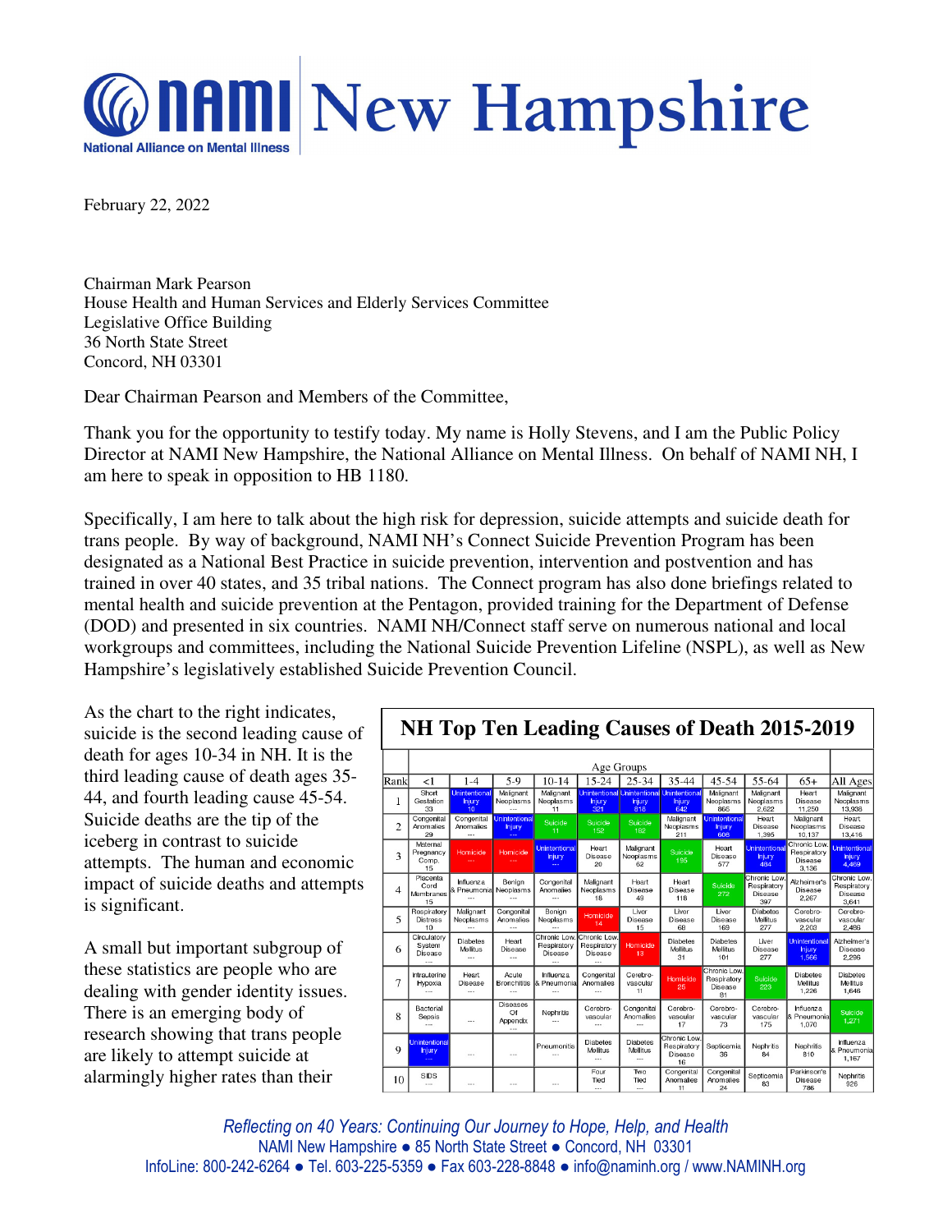# NAMI New Hampshire

National Alliance on Mental Illness

February 22, 2022

Chairman Mark Pearson
House Health and Human Services and Elderly Services Committee
Legislative Office Building
36 North State Street
Concord, NH 03301

Dear Chairman Pearson and Members of the Committee,

Thank you for the opportunity to testify today. My name is Holly Stevens, and I am the Public Policy Director at NAMI New Hampshire, the National Alliance on Mental Illness. On behalf of NAMI NH, I am here to speak in opposition to HB 1180.

Specifically, I am here to talk about the high risk for depression, suicide attempts and suicide death for trans people. By way of background, NAMI NH's Connect Suicide Prevention Program has been designated as a National Best Practice in suicide prevention, intervention and postvention and has trained in over 40 states, and 35 tribal nations. The Connect program has also done briefings related to mental health and suicide prevention at the Pentagon, provided training for the Department of Defense (DOD) and presented in six countries. NAMI NH/Connect staff serve on numerous national and local workgroups and committees, including the National Suicide Prevention Lifeline (NSPL), as well as New Hampshire's legislatively established Suicide Prevention Council.

As the chart to the right indicates, suicide is the second leading cause of death for ages 10-34 in NH. It is the third leading cause of death ages 35-44, and fourth leading cause 45-54. Suicide deaths are the tip of the iceberg in contrast to suicide attempts. The human and economic impact of suicide deaths and attempts is significant.

A small but important subgroup of these statistics are people who are dealing with gender identity issues. There is an emerging body of research showing that trans people are likely to attempt suicide at alarmingly higher rates than their

**NH Top Ten Leading Causes of Death 2015-2019**

| Rank | Age Groups: <1 | 1-4 | 5-9 | 10-14 | 15-24 | 25-34 | 35-44 | 45-54 | 55-64 | 65+ | All Ages |
|---|---|---|---|---|---|---|---|---|---|---|---|
| 1 | Short Gestation 33 | Unintentional Injury 10 | Malignant Neoplasms --- | Malignant Neoplasms 11 | Unintentional Injury 321 | Unintentional Injury 818 | Unintentional Injury 642 | Malignant Neoplasms 865 | Malignant Neoplasms 2,622 | Heart Disease 11,250 | Malignant Neoplasms 13,938 |
| 2 | Congenital Anomalies 29 | Congenital Anomalies --- | Unintentional Injury --- | Suicide 11 | Suicide 152 | Suicide 182 | Malignant Neoplasms 211 | Unintentional Injury 608 | Heart Disease 1,395 | Malignant Neoplasms 10,137 | Heart Disease 13,416 |
| 3 | Maternal Pregnancy Comp. 15 | Homicide --- | Homicide --- | Unintentional Injury --- | Heart Disease 20 | Malignant Neoplasms 62 | Suicide 195 | Heart Disease 577 | Unintentional Injury 484 | Chronic Low. Respiratory Disease 3,136 | Unintentional Injury 4,469 |
| 4 | Placenta Cord Membranes 15 | Influenza & Pneumonia --- | Benign Neoplasms --- | Congenital Anomalies --- | Malignant Neoplasms 18 | Heart Disease 49 | Heart Disease 118 | Suicide 272 | Chronic Low. Respiratory Disease 397 | Alzheimer's Disease 2,267 | Chronic Low. Respiratory Disease 3,641 |
| 5 | Respiratory Distress 10 | Malignant Neoplasms --- | Congenital Anomalies --- | Benign Neoplasms --- | Homicide 14 | Liver Disease 15 | Liver Disease 68 | Liver Disease 169 | Diabetes Mellitus 277 | Cerebro-vascular 2,203 | Cerebro-vascular 2,486 |
| 6 | Circulatory System Disease --- | Diabetes Mellitus --- | Heart Disease --- | Chronic Low. Respiratory Disease --- | Chronic Low. Respiratory Disease --- | Homicide 13 | Diabetes Mellitus 31 | Diabetes Mellitus 101 | Liver Disease 277 | Unintentional Injury 1,566 | Alzheimer's Disease 2,286 |
| 7 | Intrauterine Hypoxia --- | Heart Disease --- | Acute Bronchitis --- | Influenza & Pneumonia --- | Congenital Anomalies --- | Cerebro-vascular 11 | Homicide 25 | Chronic Low. Respiratory Disease 81 | Suicide 223 | Diabetes Mellitus 1,226 | Diabetes Mellitus 1,646 |
| 8 | Bacterial Sepsis --- | --- | Diseases Of Appendix --- | Nephritis --- | Cerebro-vascular --- | Congenital Anomalies --- | Cerebro-vascular 17 | Cerebro-vascular 73 | Cerebro-vascular 175 | Influenza & Pneumonia 1,070 | Suicide 1,271 |
| 9 | Unintentional Injury --- | --- | --- | Pneumonitis --- | Diabetes Mellitus --- | Diabetes Mellitus --- | Chronic Low. Respiratory Disease 16 | Septicemia 36 | Nephritis 84 | Nephritis 810 | Influenza & Pneumonia 1,157 |
| 10 | SIDS --- | --- | --- | --- | Four Tied --- | Two Tied --- | Congenital Anomalies 11 | Congenital Anomalies 24 | Septicemia 83 | Parkinson's Disease 786 | Nephritis 926 |

*Reflecting on 40 Years: Continuing Our Journey to Hope, Help, and Health*
NAMI New Hampshire ● 85 North State Street ● Concord, NH 03301
InfoLine: 800-242-6264 ● Tel. 603-225-5359 ● Fax 603-228-8848 ● info@naminh.org / www.NAMINH.org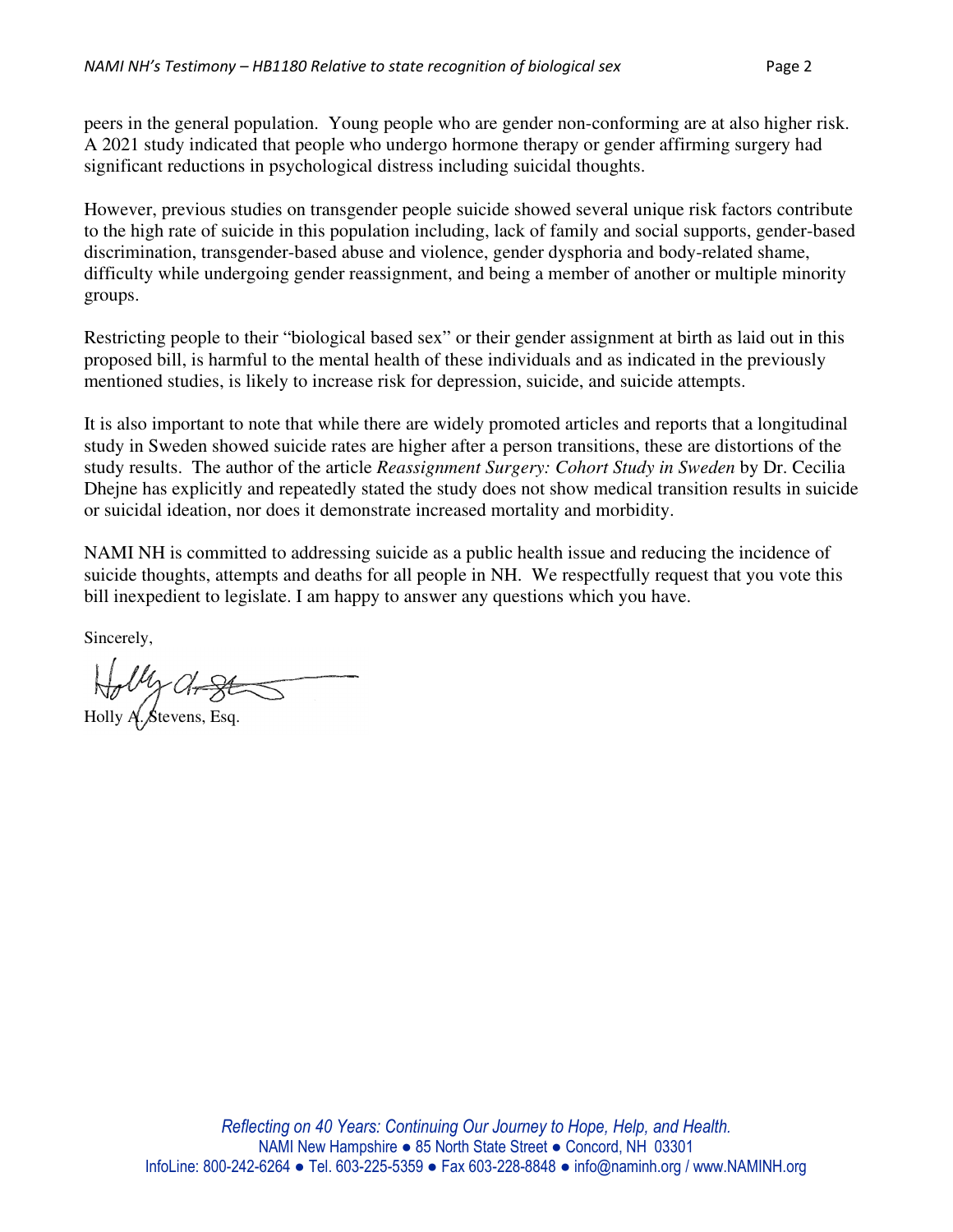peers in the general population. Young people who are gender non-conforming are at also higher risk. A 2021 study indicated that people who undergo hormone therapy or gender affirming surgery had significant reductions in psychological distress including suicidal thoughts.

However, previous studies on transgender people suicide showed several unique risk factors contribute to the high rate of suicide in this population including, lack of family and social supports, gender-based discrimination, transgender-based abuse and violence, gender dysphoria and body-related shame, difficulty while undergoing gender reassignment, and being a member of another or multiple minority groups.

Restricting people to their "biological based sex" or their gender assignment at birth as laid out in this proposed bill, is harmful to the mental health of these individuals and as indicated in the previously mentioned studies, is likely to increase risk for depression, suicide, and suicide attempts.

It is also important to note that while there are widely promoted articles and reports that a longitudinal study in Sweden showed suicide rates are higher after a person transitions, these are distortions of the study results. The author of the article *Reassignment Surgery: Cohort Study in Sweden* by Dr. Cecilia Dhejne has explicitly and repeatedly stated the study does not show medical transition results in suicide or suicidal ideation, nor does it demonstrate increased mortality and morbidity.

NAMI NH is committed to addressing suicide as a public health issue and reducing the incidence of suicide thoughts, attempts and deaths for all people in NH. We respectfully request that you vote this bill inexpedient to legislate. I am happy to answer any questions which you have.

Sincerely,

Holly A. Stevens, Esq.

*Reflecting on 40 Years: Continuing Our Journey to Hope, Help, and Health.*
NAMI New Hampshire ● 85 North State Street ● Concord, NH 03301
InfoLine: 800-242-6264 ● Tel. 603-225-5359 ● Fax 603-228-8848 ● info@naminh.org / www.NAMINH.org